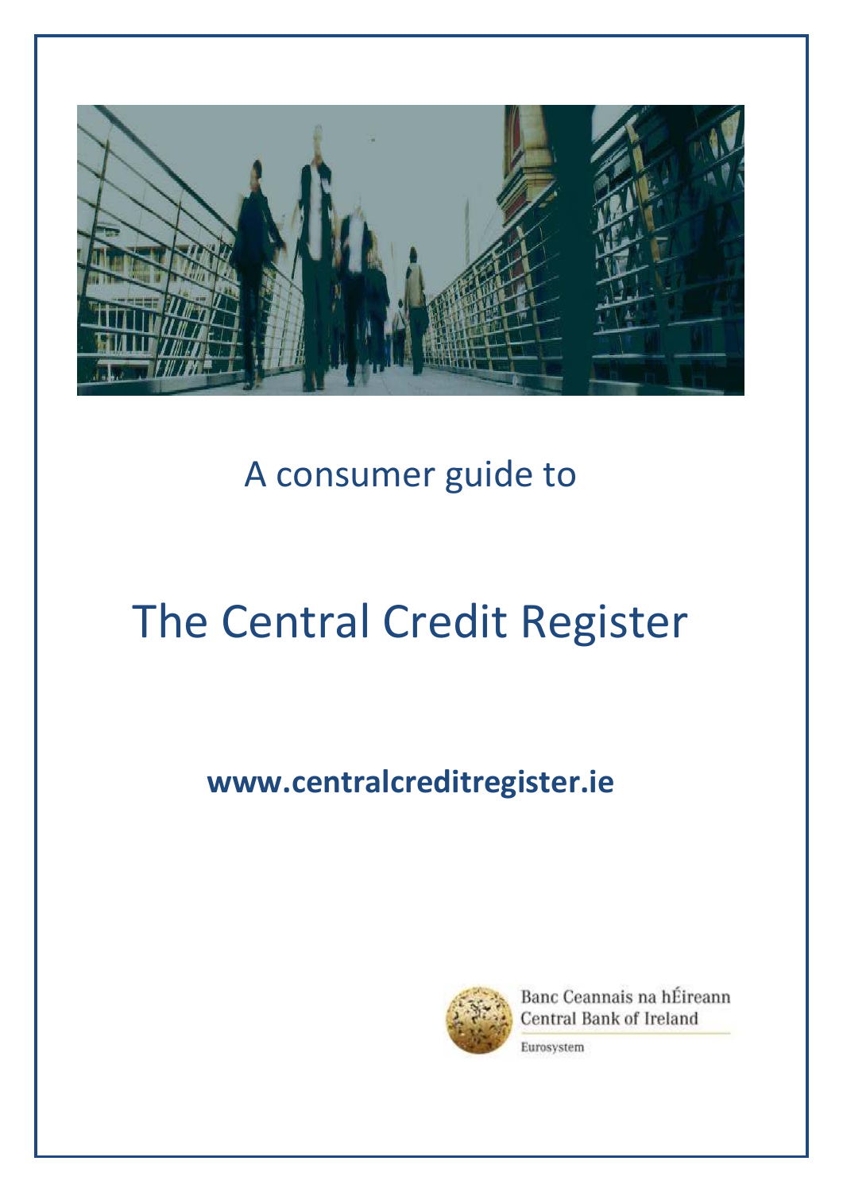A consumer guide to

# The Central Credit Register

**www.centralcreditregister.ie**

Banc Ceannais na hÉireann
Central Bank of Ireland

Eurosystem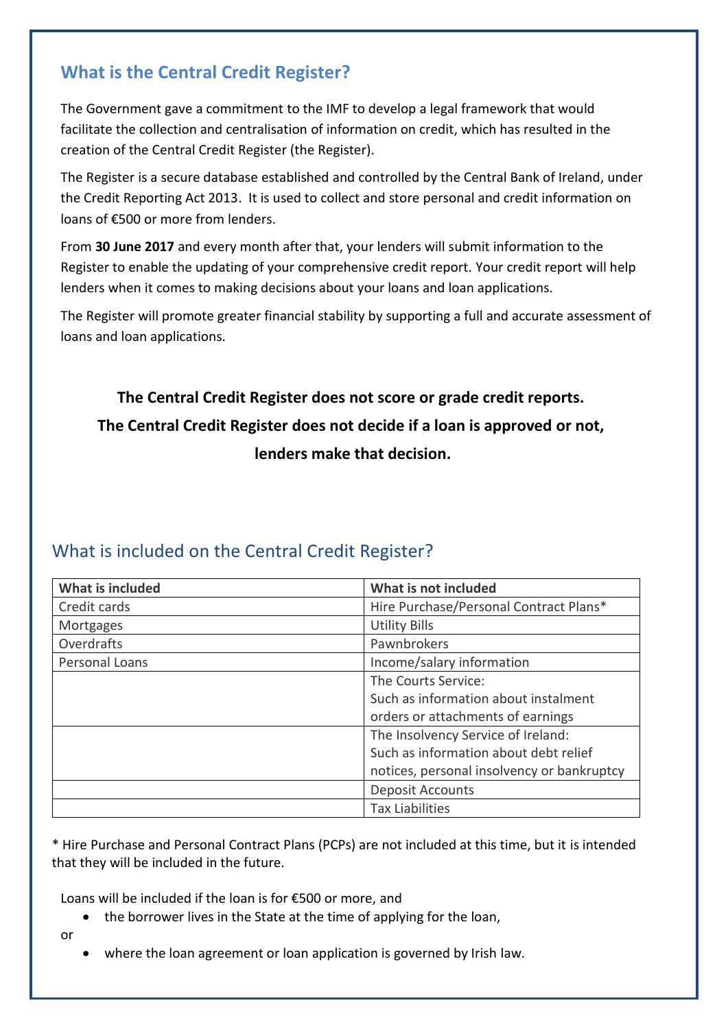## What is the Central Credit Register?

The Government gave a commitment to the IMF to develop a legal framework that would facilitate the collection and centralisation of information on credit, which has resulted in the creation of the Central Credit Register (the Register).

The Register is a secure database established and controlled by the Central Bank of Ireland, under the Credit Reporting Act 2013. It is used to collect and store personal and credit information on loans of €500 or more from lenders.

From **30 June 2017** and every month after that, your lenders will submit information to the Register to enable the updating of your comprehensive credit report. Your credit report will help lenders when it comes to making decisions about your loans and loan applications.

The Register will promote greater financial stability by supporting a full and accurate assessment of loans and loan applications.

**The Central Credit Register does not score or grade credit reports.**
**The Central Credit Register does not decide if a loan is approved or not, lenders make that decision.**

## What is included on the Central Credit Register?

| What is included | What is not included |
|---|---|
| Credit cards | Hire Purchase/Personal Contract Plans* |
| Mortgages | Utility Bills |
| Overdrafts | Pawnbrokers |
| Personal Loans | Income/salary information |
| | The Courts Service: Such as information about instalment orders or attachments of earnings |
| | The Insolvency Service of Ireland: Such as information about debt relief notices, personal insolvency or bankruptcy |
| | Deposit Accounts |
| | Tax Liabilities |

* Hire Purchase and Personal Contract Plans (PCPs) are not included at this time, but it is intended that they will be included in the future.

Loans will be included if the loan is for €500 or more, and

- the borrower lives in the State at the time of applying for the loan,

or

- where the loan agreement or loan application is governed by Irish law.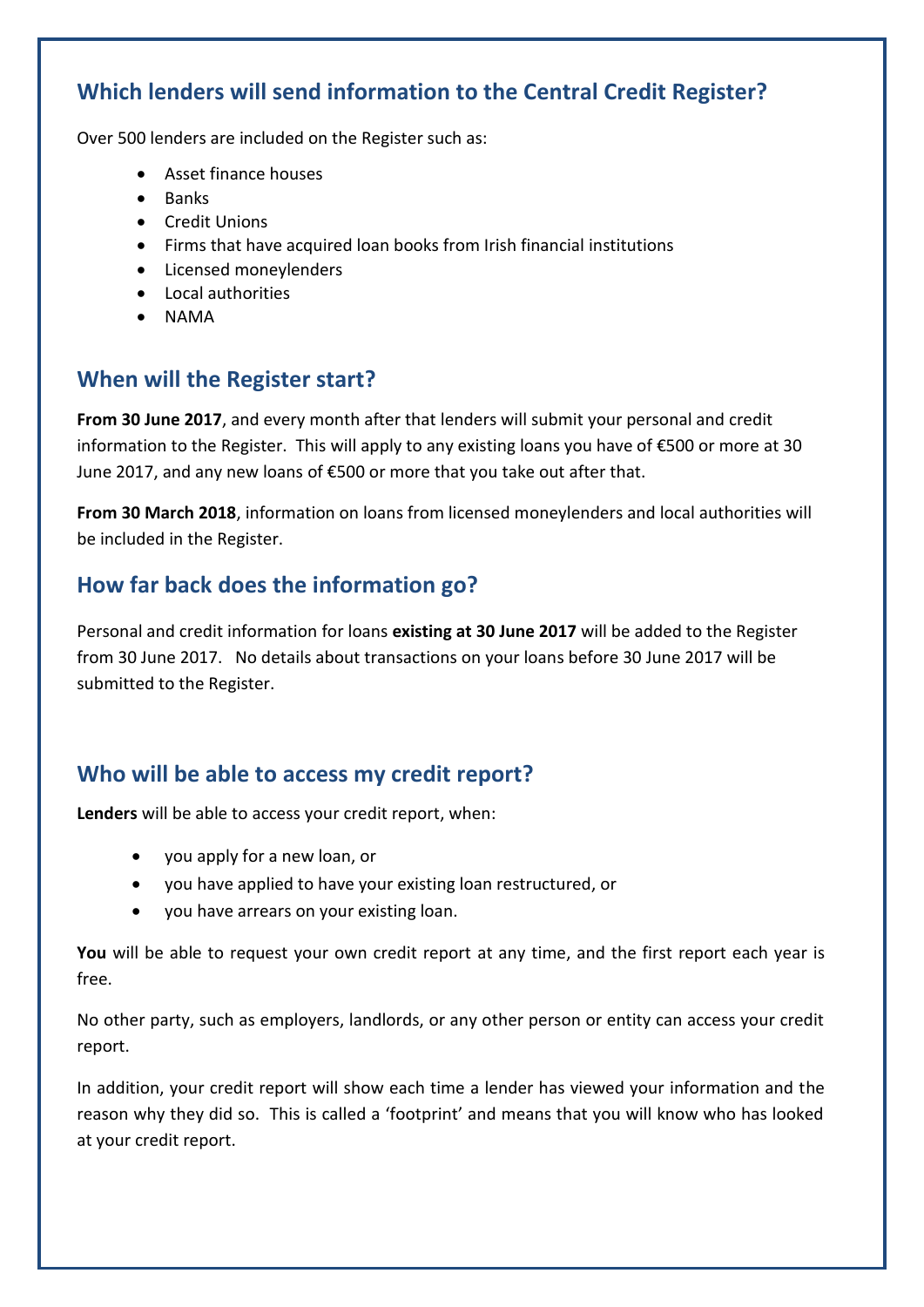## Which lenders will send information to the Central Credit Register?

Over 500 lenders are included on the Register such as:

- Asset finance houses
- Banks
- Credit Unions
- Firms that have acquired loan books from Irish financial institutions
- Licensed moneylenders
- Local authorities
- NAMA

## When will the Register start?

**From 30 June 2017**, and every month after that lenders will submit your personal and credit information to the Register. This will apply to any existing loans you have of €500 or more at 30 June 2017, and any new loans of €500 or more that you take out after that.

**From 30 March 2018**, information on loans from licensed moneylenders and local authorities will be included in the Register.

## How far back does the information go?

Personal and credit information for loans **existing at 30 June 2017** will be added to the Register from 30 June 2017. No details about transactions on your loans before 30 June 2017 will be submitted to the Register.

## Who will be able to access my credit report?

**Lenders** will be able to access your credit report, when:

- you apply for a new loan, or
- you have applied to have your existing loan restructured, or
- you have arrears on your existing loan.

**You** will be able to request your own credit report at any time, and the first report each year is free.

No other party, such as employers, landlords, or any other person or entity can access your credit report.

In addition, your credit report will show each time a lender has viewed your information and the reason why they did so. This is called a 'footprint' and means that you will know who has looked at your credit report.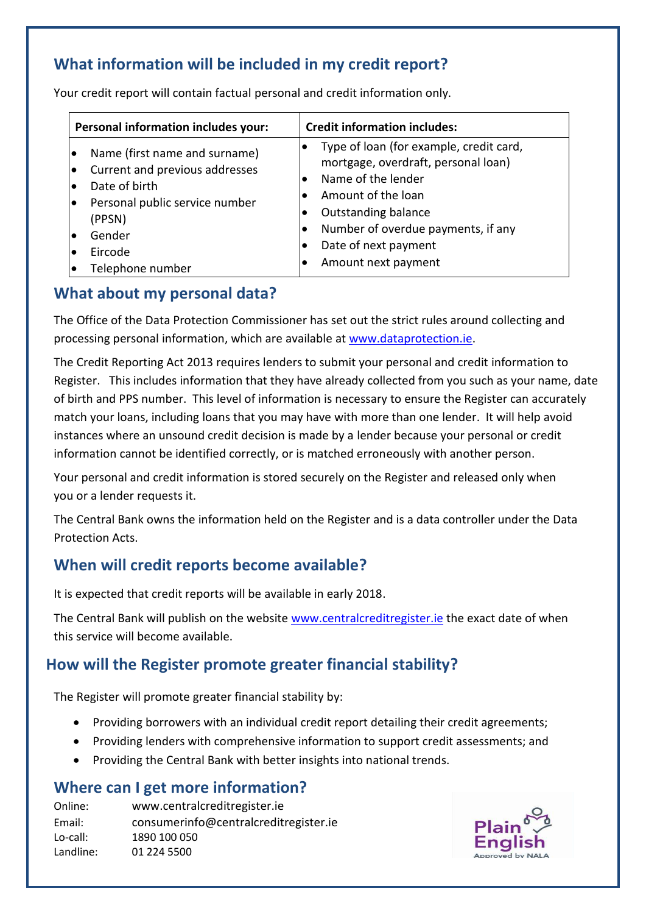## What information will be included in my credit report?

Your credit report will contain factual personal and credit information only.

| Personal information includes your: | Credit information includes: |
| --- | --- |
| • Name (first name and surname)<br>• Current and previous addresses<br>• Date of birth<br>• Personal public service number (PPSN)<br>• Gender<br>• Eircode<br>• Telephone number | • Type of loan (for example, credit card, mortgage, overdraft, personal loan)<br>• Name of the lender<br>• Amount of the loan<br>• Outstanding balance<br>• Number of overdue payments, if any<br>• Date of next payment<br>• Amount next payment |

## What about my personal data?

The Office of the Data Protection Commissioner has set out the strict rules around collecting and processing personal information, which are available at www.dataprotection.ie.

The Credit Reporting Act 2013 requires lenders to submit your personal and credit information to Register. This includes information that they have already collected from you such as your name, date of birth and PPS number. This level of information is necessary to ensure the Register can accurately match your loans, including loans that you may have with more than one lender. It will help avoid instances where an unsound credit decision is made by a lender because your personal or credit information cannot be identified correctly, or is matched erroneously with another person.

Your personal and credit information is stored securely on the Register and released only when you or a lender requests it.

The Central Bank owns the information held on the Register and is a data controller under the Data Protection Acts.

## When will credit reports become available?

It is expected that credit reports will be available in early 2018.

The Central Bank will publish on the website www.centralcreditregister.ie the exact date of when this service will become available.

## How will the Register promote greater financial stability?

The Register will promote greater financial stability by:

- Providing borrowers with an individual credit report detailing their credit agreements;
- Providing lenders with comprehensive information to support credit assessments; and
- Providing the Central Bank with better insights into national trends.

## Where can I get more information?

| | |
| --- | --- |
| Online: | www.centralcreditregister.ie |
| Email: | consumerinfo@centralcreditregister.ie |
| Lo-call: | 1890 100 050 |
| Landline: | 01 224 5500 |

Plain English Approved by NALA